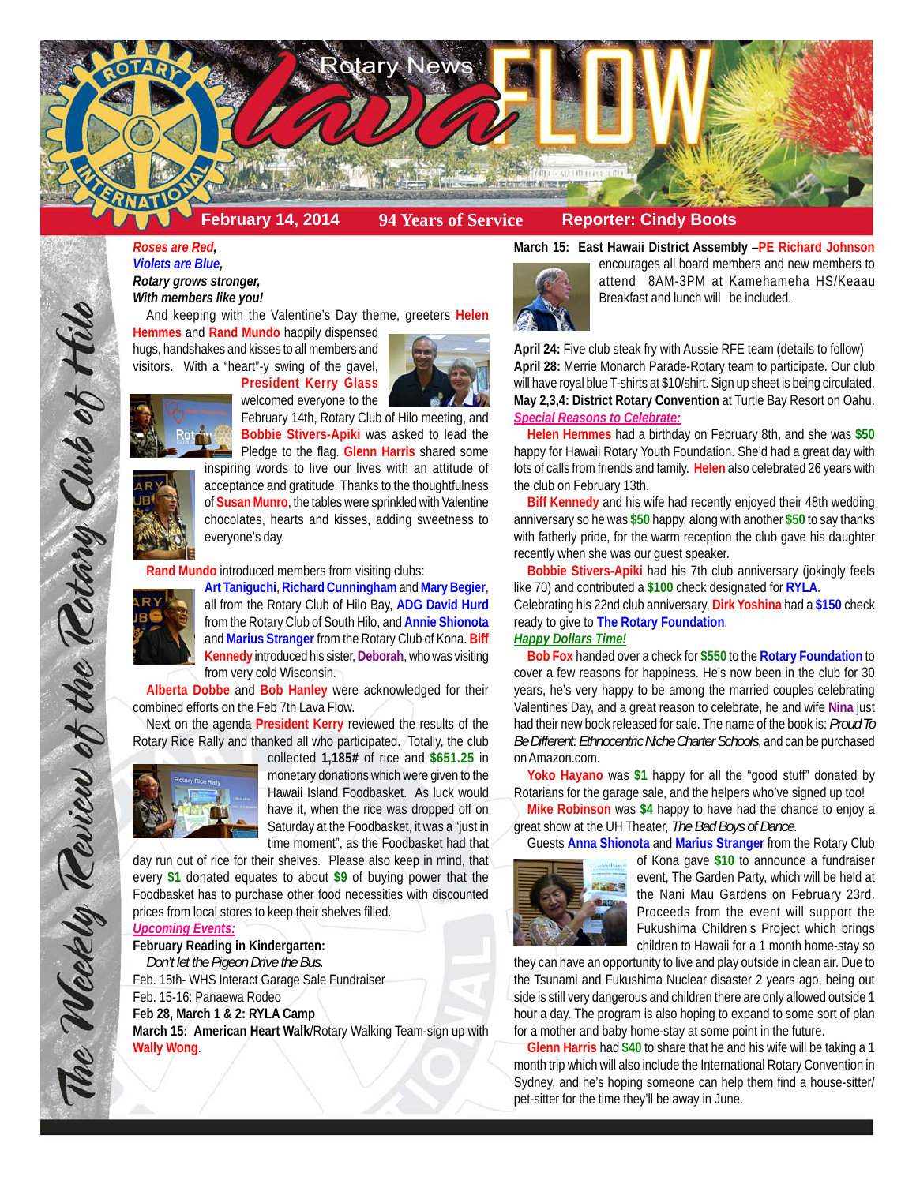# Rotary News Lava FLOW

**February 14, 2014** | **94 Years of Service** | **Reporter: Cindy Boots**

*The Weekly Review of the Rotary Club of Hilo*

***Roses are Red,***
***Violets are Blue,***
***Rotary grows stronger,***
***With members like you!***

And keeping with the Valentine's Day theme, greeters **Helen Hemmes** and **Rand Mundo** happily dispensed hugs, handshakes and kisses to all members and visitors. With a "heart"-y swing of the gavel, **President Kerry Glass** welcomed everyone to the February 14th, Rotary Club of Hilo meeting, and **Bobbie Stivers-Apiki** was asked to lead the Pledge to the flag. **Glenn Harris** shared some inspiring words to live our lives with an attitude of acceptance and gratitude. Thanks to the thoughtfulness of **Susan Munro**, the tables were sprinkled with Valentine chocolates, hearts and kisses, adding sweetness to everyone's day.

**Rand Mundo** introduced members from visiting clubs: **Art Taniguchi**, **Richard Cunningham** and **Mary Begier**, all from the Rotary Club of Hilo Bay, **ADG David Hurd** from the Rotary Club of South Hilo, and **Annie Shionota** and **Marius Stranger** from the Rotary Club of Kona. **Biff Kennedy** introduced his sister, **Deborah**, who was visiting from very cold Wisconsin.

**Alberta Dobbe** and **Bob Hanley** were acknowledged for their combined efforts on the Feb 7th Lava Flow.

Next on the agenda **President Kerry** reviewed the results of the Rotary Rice Rally and thanked all who participated. Totally, the club collected **1,185#** of rice and **$651.25** in monetary donations which were given to the Hawaii Island Foodbasket. As luck would have it, when the rice was dropped off on Saturday at the Foodbasket, it was a "just in time moment", as the Foodbasket had that day run out of rice for their shelves. Please also keep in mind, that every **$1** donated equates to about **$9** of buying power that the Foodbasket has to purchase other food necessities with discounted prices from local stores to keep their shelves filled.

***Upcoming Events:***

**February Reading in Kindergarten:**
*Don't let the Pigeon Drive the Bus.*

Feb. 15th- WHS Interact Garage Sale Fundraiser
Feb. 15-16: Panaewa Rodeo
**Feb 28, March 1 & 2: RYLA Camp**
**March 15: American Heart Walk**/Rotary Walking Team-sign up with **Wally Wong**.
**March 15: East Hawaii District Assembly** –**PE Richard Johnson** encourages all board members and new members to attend 8AM-3PM at Kamehameha HS/Keaau Breakfast and lunch will be included.

**April 24:** Five club steak fry with Aussie RFE team (details to follow)
**April 28:** Merrie Monarch Parade-Rotary team to participate. Our club will have royal blue T-shirts at $10/shirt. Sign up sheet is being circulated.
**May 2,3,4: District Rotary Convention** at Turtle Bay Resort on Oahu.

***Special Reasons to Celebrate:***

**Helen Hemmes** had a birthday on February 8th, and she was **$50** happy for Hawaii Rotary Youth Foundation. She'd had a great day with lots of calls from friends and family. **Helen** also celebrated 26 years with the club on February 13th.

**Biff Kennedy** and his wife had recently enjoyed their 48th wedding anniversary so he was **$50** happy, along with another **$50** to say thanks with fatherly pride, for the warm reception the club gave his daughter recently when she was our guest speaker.

**Bobbie Stivers-Apiki** had his 7th club anniversary (jokingly feels like 70) and contributed a **$100** check designated for **RYLA**. Celebrating his 22nd club anniversary, **Dirk Yoshina** had a **$150** check ready to give to **The Rotary Foundation**.

***Happy Dollars Time!***

**Bob Fox** handed over a check for **$550** to the **Rotary Foundation** to cover a few reasons for happiness. He's now been in the club for 30 years, he's very happy to be among the married couples celebrating Valentines Day, and a great reason to celebrate, he and wife **Nina** just had their new book released for sale. The name of the book is: *Proud To Be Different: Ethnocentric Niche Charter Schools*, and can be purchased on Amazon.com.

**Yoko Hayano** was **$1** happy for all the "good stuff" donated by Rotarians for the garage sale, and the helpers who've signed up too!

**Mike Robinson** was **$4** happy to have had the chance to enjoy a great show at the UH Theater, *The Bad Boys of Dance*.

Guests **Anna Shionota** and **Marius Stranger** from the Rotary Club of Kona gave **$10** to announce a fundraiser event, The Garden Party, which will be held at the Nani Mau Gardens on February 23rd. Proceeds from the event will support the Fukushima Children's Project which brings children to Hawaii for a 1 month home-stay so they can have an opportunity to live and play outside in clean air. Due to the Tsunami and Fukushima Nuclear disaster 2 years ago, being out side is still very dangerous and children there are only allowed outside 1 hour a day. The program is also hoping to expand to some sort of plan for a mother and baby home-stay at some point in the future.

**Glenn Harris** had **$40** to share that he and his wife will be taking a 1 month trip which will also include the International Rotary Convention in Sydney, and he's hoping someone can help them find a house-sitter/ pet-sitter for the time they'll be away in June.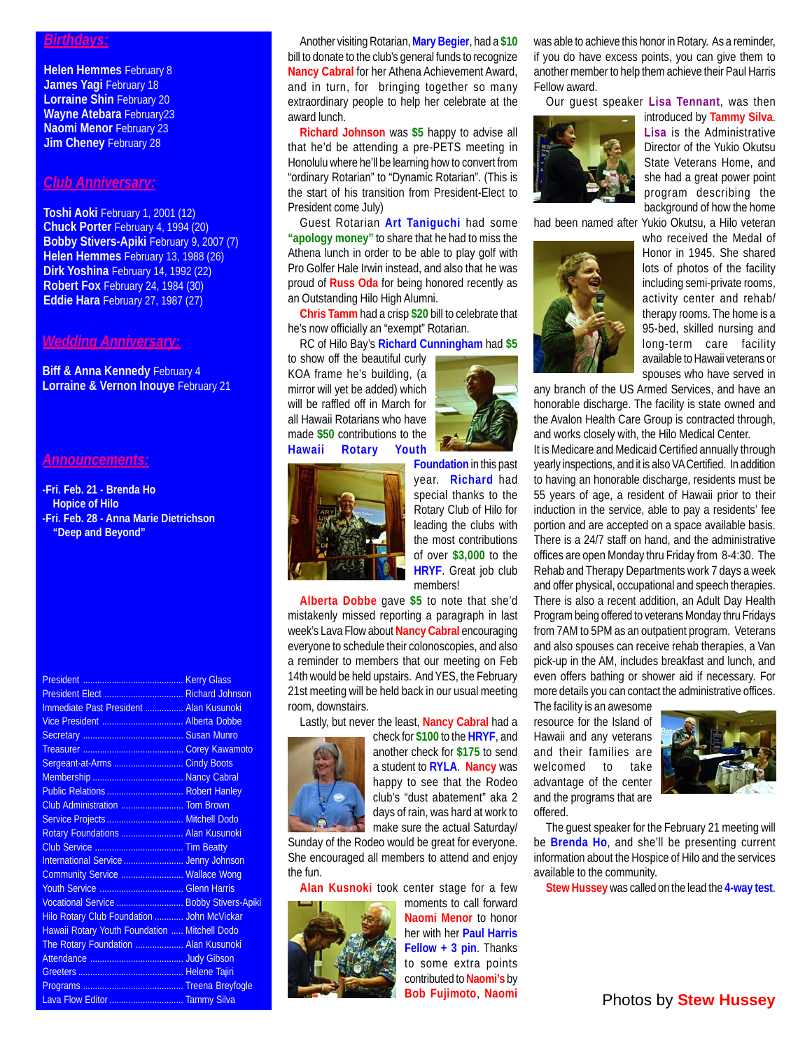## Birthdays:

**Helen Hemmes** February 8
**James Yagi** February 18
**Lorraine Shin** February 20
**Wayne Atebara** February23
**Naomi Menor** February 23
**Jim Cheney** February 28

## Club Anniversary:

**Toshi Aoki** February 1, 2001 (12)
**Chuck Porter** February 4, 1994 (20)
**Bobby Stivers-Apiki** February 9, 2007 (7)
**Helen Hemmes** February 13, 1988 (26)
**Dirk Yoshina** February 14, 1992 (22)
**Robert Fox** February 24, 1984 (30)
**Eddie Hara** February 27, 1987 (27)

## Wedding Anniversary:

**Biff & Anna Kennedy** February 4
**Lorraine & Vernon Inouye** February 21

## Announcements:

**-Fri. Feb. 21 - Brenda Ho**
**Hopice of Hilo**
**-Fri. Feb. 28 - Anna Marie Dietrichson**
**"Deep and Beyond"**

| | |
|---|---|
| President | Kerry Glass |
| President Elect | Richard Johnson |
| Immediate Past President | Alan Kusunoki |
| Vice President | Alberta Dobbe |
| Secretary | Susan Munro |
| Treasurer | Corey Kawamoto |
| Sergeant-at-Arms | Cindy Boots |
| Membership | Nancy Cabral |
| Public Relations | Robert Hanley |
| Club Administration | Tom Brown |
| Service Projects | Mitchell Dodo |
| Rotary Foundations | Alan Kusunoki |
| Club Service | Tim Beatty |
| International Service | Jenny Johnson |
| Community Service | Wallace Wong |
| Youth Service | Glenn Harris |
| Vocational Service | Bobby Stivers-Apiki |
| Hilo Rotary Club Foundation | John McVickar |
| Hawaii Rotary Youth Foundation | Mitchell Dodo |
| The Rotary Foundation | Alan Kusunoki |
| Attendance | Judy Gibson |
| Greeters | Helene Tajiri |
| Programs | Treena Breyfogle |
| Lava Flow Editor | Tammy Silva |

Another visiting Rotarian, **Mary Begier**, had a **$10** bill to donate to the club's general funds to recognize **Nancy Cabral** for her Athena Achievement Award, and in turn, for bringing together so many extraordinary people to help her celebrate at the award lunch.

**Richard Johnson** was **$5** happy to advise all that he'd be attending a pre-PETS meeting in Honolulu where he'll be learning how to convert from "ordinary Rotarian" to "Dynamic Rotarian". (This is the start of his transition from President-Elect to President come July)

Guest Rotarian **Art Taniguchi** had some **"apology money"** to share that he had to miss the Athena lunch in order to be able to play golf with Pro Golfer Hale Irwin instead, and also that he was proud of **Russ Oda** for being honored recently as an Outstanding Hilo High Alumni.

**Chris Tamm** had a crisp **$20** bill to celebrate that he's now officially an "exempt" Rotarian.

RC of Hilo Bay's **Richard Cunningham** had **$5** to show off the beautiful curly KOA frame he's building, (a mirror will yet be added) which will be raffled off in March for all Hawaii Rotarians who have made **$50** contributions to the **Hawaii Rotary Youth Foundation** in this past year. **Richard** had special thanks to the Rotary Club of Hilo for leading the clubs with the most contributions of over **$3,000** to the **HRYF**. Great job club members!

**Alberta Dobbe** gave **$5** to note that she'd mistakenly missed reporting a paragraph in last week's Lava Flow about **Nancy Cabral** encouraging everyone to schedule their colonoscopies, and also a reminder to members that our meeting on Feb 14th would be held upstairs. And YES, the February 21st meeting will be held back in our usual meeting room, downstairs.

Lastly, but never the least, **Nancy Cabral** had a check for **$100** to the **HRYF**, and another check for **$175** to send a student to **RYLA**. **Nancy** was happy to see that the Rodeo club's "dust abatement" aka 2 days of rain, was hard at work to make sure the actual Saturday/ Sunday of the Rodeo would be great for everyone. She encouraged all members to attend and enjoy the fun.

**Alan Kusnoki** took center stage for a few moments to call forward **Naomi Menor** to honor her with her **Paul Harris Fellow + 3 pin**. Thanks to some extra points contributed to **Naomi's** by **Bob Fujimoto**, **Naomi** was able to achieve this honor in Rotary. As a reminder, if you do have excess points, you can give them to another member to help them achieve their Paul Harris Fellow award.

Our guest speaker **Lisa Tennant**, was then introduced by **Tammy Silva**. **Lisa** is the Administrative Director of the Yukio Okutsu State Veterans Home, and she had a great power point program describing the background of how the home had been named after Yukio Okutsu, a Hilo veteran who received the Medal of Honor in 1945. She shared lots of photos of the facility including semi-private rooms, activity center and rehab/ therapy rooms. The home is a 95-bed, skilled nursing and long-term care facility available to Hawaii veterans or spouses who have served in any branch of the US Armed Services, and have an honorable discharge. The facility is state owned and the Avalon Health Care Group is contracted through, and works closely with, the Hilo Medical Center.

It is Medicare and Medicaid Certified annually through yearly inspections, and it is also VA Certified. In addition to having an honorable discharge, residents must be 55 years of age, a resident of Hawaii prior to their induction in the service, able to pay a residents' fee portion and are accepted on a space available basis. There is a 24/7 staff on hand, and the administrative offices are open Monday thru Friday from 8-4:30. The Rehab and Therapy Departments work 7 days a week and offer physical, occupational and speech therapies. There is also a recent addition, an Adult Day Health Program being offered to veterans Monday thru Fridays from 7AM to 5PM as an outpatient program. Veterans and also spouses can receive rehab therapies, a Van pick-up in the AM, includes breakfast and lunch, and even offers bathing or shower aid if necessary. For more details you can contact the administrative offices.

The facility is an awesome resource for the Island of Hawaii and any veterans and their families are welcomed to take advantage of the center and the programs that are offered.

The guest speaker for the February 21 meeting will be **Brenda Ho**, and she'll be presenting current information about the Hospice of Hilo and the services available to the community.

**Stew Hussey** was called on the lead the **4-way test**.

Photos by **Stew Hussey**